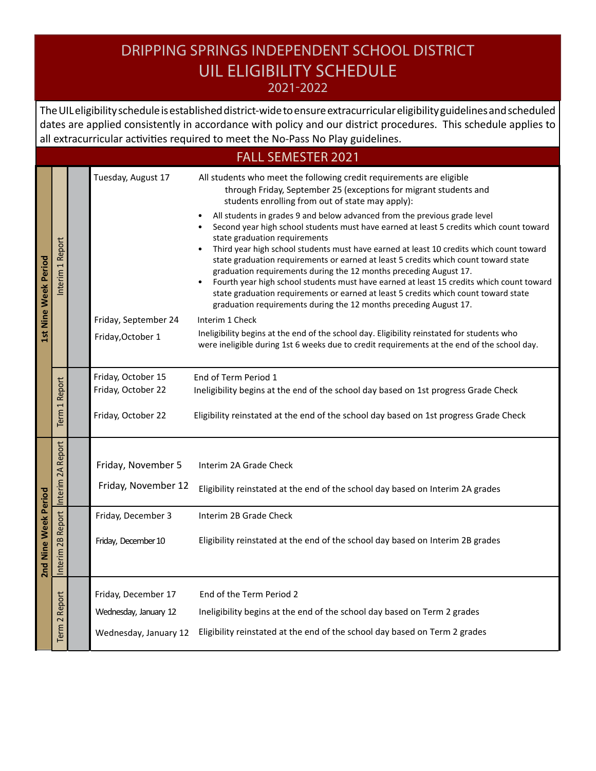# DRIPPING SPRINGS INDEPENDENT SCHOOL DISTRICT

## UIL ELIGIBILITY SCHEDULE

### 2021-2022

The UIL eligibility schedule is established district-wide to ensure extracurricular eligibility guidelines and scheduled dates are applied consistently in accordance with policy and our district procedures. This schedule applies to all extracurricular activities required to meet the No-Pass No Play guidelines.

## FALL SEMESTER 2021

| Period | Report | Date | Description |
|---|---|---|---|
| 1st Nine Week Period | Interim 1 Report | Tuesday, August 17 | All students who meet the following credit requirements are eligible through Friday, September 25 (exceptions for migrant students and students enrolling from out of state may apply): <ul><li>All students in grades 9 and below advanced from the previous grade level</li><li>Second year high school students must have earned at least 5 credits which count toward state graduation requirements</li><li>Third year high school students must have earned at least 10 credits which count toward state graduation requirements or earned at least 5 credits which count toward state graduation requirements during the 12 months preceding August 17.</li><li>Fourth year high school students must have earned at least 15 credits which count toward state graduation requirements or earned at least 5 credits which count toward state graduation requirements during the 12 months preceding August 17.</li></ul> |
| | | Friday, September 24 | Interim 1 Check |
| | | Friday,October 1 | Ineligibility begins at the end of the school day. Eligibility reinstated for students who were ineligible during 1st 6 weeks due to credit requirements at the end of the school day. |
| | Term 1 Report | Friday, October 15 | End of Term Period 1 |
| | | Friday, October 22 | Ineligibility begins at the end of the school day based on 1st progress Grade Check |
| | | Friday, October 22 | Eligibility reinstated at the end of the school day based on 1st progress Grade Check |
| 2nd Nine Week Period | Interim 2A Report | Friday, November 5 | Interim 2A Grade Check |
| | | Friday, November 12 | Eligibility reinstated at the end of the school day based on Interim 2A grades |
| | Interim 2B Report | Friday, December 3 | Interim 2B Grade Check |
| | | Friday, December 10 | Eligibility reinstated at the end of the school day based on Interim 2B grades |
| | Term 2 Report | Friday, December 17 | End of the Term Period 2 |
| | | Wednesday, January 12 | Ineligibility begins at the end of the school day based on Term 2 grades |
| | | Wednesday, January 12 | Eligibility reinstated at the end of the school day based on Term 2 grades |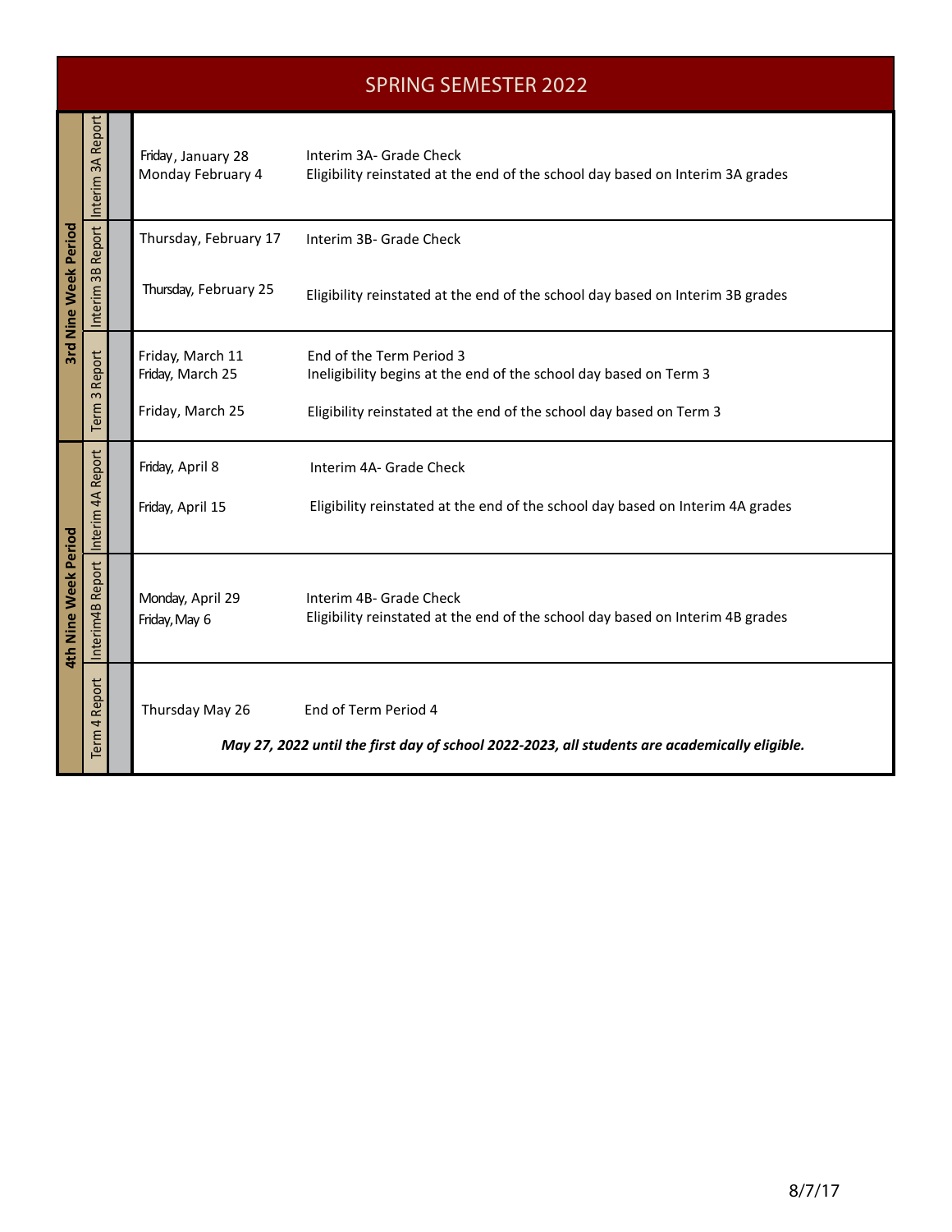# SPRING SEMESTER 2022

| | | | |
|---|---|---|---|
| 3rd Nine Week Period | Interim 3A Report | Friday, January 28<br>Monday February 4 | Interim 3A- Grade Check<br>Eligibility reinstated at the end of the school day based on Interim 3A grades |
| | Interim 3B Report | Thursday, February 17<br><br>Thursday, February 25 | Interim 3B- Grade Check<br><br>Eligibility reinstated at the end of the school day based on Interim 3B grades |
| | Term 3 Report | Friday, March 11<br>Friday, March 25<br><br>Friday, March 25 | End of the Term Period 3<br>Ineligibility begins at the end of the school day based on Term 3<br><br>Eligibility reinstated at the end of the school day based on Term 3 |
| 4th Nine Week Period | Interim 4A Report | Friday, April 8<br><br>Friday, April 15 | Interim 4A- Grade Check<br><br>Eligibility reinstated at the end of the school day based on Interim 4A grades |
| | Interim4B Report | Monday, April 29<br>Friday, May 6 | Interim 4B- Grade Check<br>Eligibility reinstated at the end of the school day based on Interim 4B grades |
| | Term 4 Report | Thursday May 26 | End of Term Period 4<br><br>***May 27, 2022 until the first day of school 2022-2023, all students are academically eligible.*** |

8/7/17